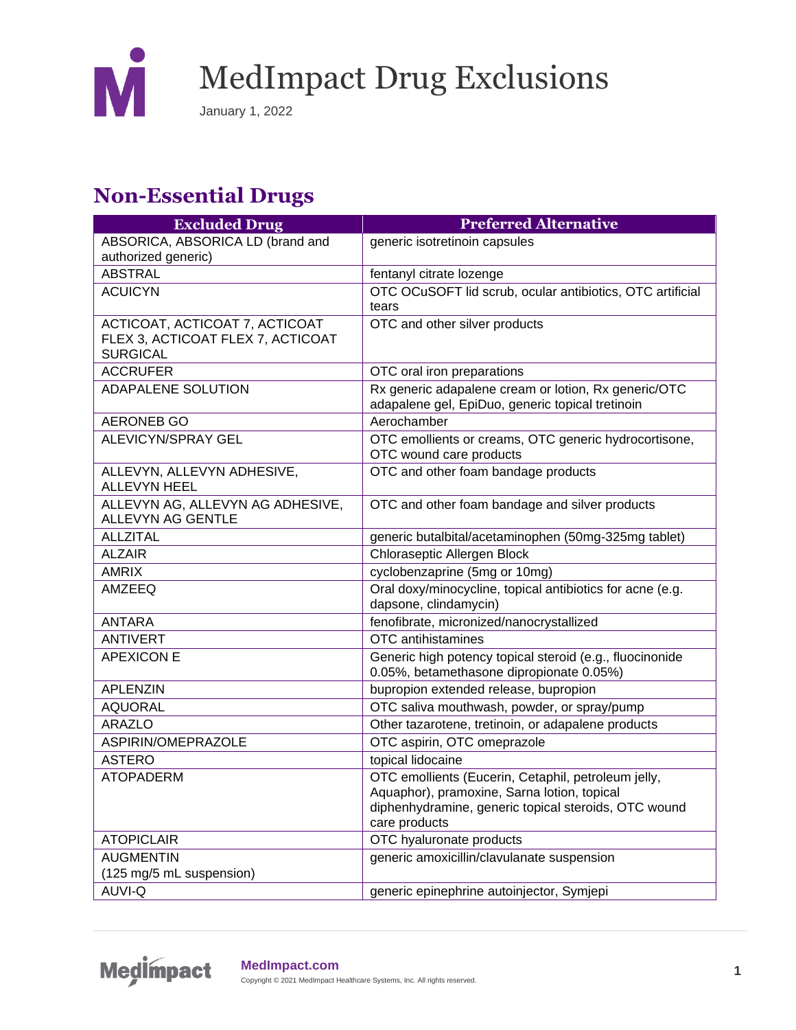# MedImpact Drug Exclusions

January 1, 2022

## Non-Essential Drugs

| Excluded Drug | Preferred Alternative |
|---|---|
| ABSORICA, ABSORICA LD (brand and authorized generic) | generic isotretinoin capsules |
| ABSTRAL | fentanyl citrate lozenge |
| ACUICYN | OTC OCuSOFT lid scrub, ocular antibiotics, OTC artificial tears |
| ACTICOAT, ACTICOAT 7, ACTICOAT FLEX 3, ACTICOAT FLEX 7, ACTICOAT SURGICAL | OTC and other silver products |
| ACCRUFER | OTC oral iron preparations |
| ADAPALENE SOLUTION | Rx generic adapalene cream or lotion, Rx generic/OTC adapalene gel, EpiDuo, generic topical tretinoin |
| AERONEB GO | Aerochamber |
| ALEVICYN/SPRAY GEL | OTC emollients or creams, OTC generic hydrocortisone, OTC wound care products |
| ALLEVYN, ALLEVYN ADHESIVE, ALLEVYN HEEL | OTC and other foam bandage products |
| ALLEVYN AG, ALLEVYN AG ADHESIVE, ALLEVYN AG GENTLE | OTC and other foam bandage and silver products |
| ALLZITAL | generic butalbital/acetaminophen (50mg-325mg tablet) |
| ALZAIR | Chloraseptic Allergen Block |
| AMRIX | cyclobenzaprine (5mg or 10mg) |
| AMZEEQ | Oral doxy/minocycline, topical antibiotics for acne (e.g. dapsone, clindamycin) |
| ANTARA | fenofibrate, micronized/nanocrystallized |
| ANTIVERT | OTC antihistamines |
| APEXICON E | Generic high potency topical steroid (e.g., fluocinonide 0.05%, betamethasone dipropionate 0.05%) |
| APLENZIN | bupropion extended release, bupropion |
| AQUORAL | OTC saliva mouthwash, powder, or spray/pump |
| ARAZLO | Other tazarotene, tretinoin, or adapalene products |
| ASPIRIN/OMEPRAZOLE | OTC aspirin, OTC omeprazole |
| ASTERO | topical lidocaine |
| ATOPADERM | OTC emollients (Eucerin, Cetaphil, petroleum jelly, Aquaphor), pramoxine, Sarna lotion, topical diphenhydramine, generic topical steroids, OTC wound care products |
| ATOPICLAIR | OTC hyaluronate products |
| AUGMENTIN (125 mg/5 mL suspension) | generic amoxicillin/clavulanate suspension |
| AUVI-Q | generic epinephrine autoinjector, Symjepi |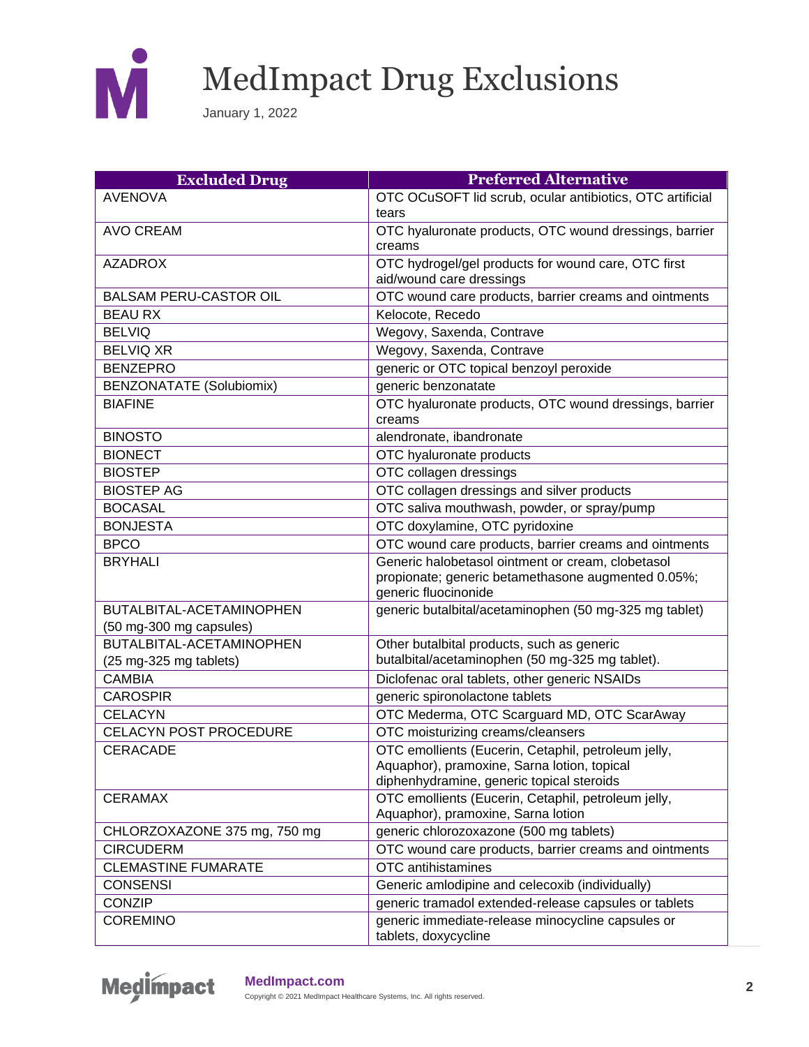# MedImpact Drug Exclusions

January 1, 2022

| Excluded Drug | Preferred Alternative |
|---|---|
| AVENOVA | OTC OCuSOFT lid scrub, ocular antibiotics, OTC artificial tears |
| AVO CREAM | OTC hyaluronate products, OTC wound dressings, barrier creams |
| AZADROX | OTC hydrogel/gel products for wound care, OTC first aid/wound care dressings |
| BALSAM PERU-CASTOR OIL | OTC wound care products, barrier creams and ointments |
| BEAU RX | Kelocote, Recedo |
| BELVIQ | Wegovy, Saxenda, Contrave |
| BELVIQ XR | Wegovy, Saxenda, Contrave |
| BENZEPRO | generic or OTC topical benzoyl peroxide |
| BENZONATATE (Solubiomix) | generic benzonatate |
| BIAFINE | OTC hyaluronate products, OTC wound dressings, barrier creams |
| BINOSTO | alendronate, ibandronate |
| BIONECT | OTC hyaluronate products |
| BIOSTEP | OTC collagen dressings |
| BIOSTEP AG | OTC collagen dressings and silver products |
| BOCASAL | OTC saliva mouthwash, powder, or spray/pump |
| BONJESTA | OTC doxylamine, OTC pyridoxine |
| BPCO | OTC wound care products, barrier creams and ointments |
| BRYHALI | Generic halobetasol ointment or cream, clobetasol propionate; generic betamethasone augmented 0.05%; generic fluocinonide |
| BUTALBITAL-ACETAMINOPHEN (50 mg-300 mg capsules) | generic butalbital/acetaminophen (50 mg-325 mg tablet) |
| BUTALBITAL-ACETAMINOPHEN (25 mg-325 mg tablets) | Other butalbital products, such as generic butalbital/acetaminophen (50 mg-325 mg tablet). |
| CAMBIA | Diclofenac oral tablets, other generic NSAIDs |
| CAROSPIR | generic spironolactone tablets |
| CELACYN | OTC Mederma, OTC Scarguard MD, OTC ScarAway |
| CELACYN POST PROCEDURE | OTC moisturizing creams/cleansers |
| CERACADE | OTC emollients (Eucerin, Cetaphil, petroleum jelly, Aquaphor), pramoxine, Sarna lotion, topical diphenhydramine, generic topical steroids |
| CERAMAX | OTC emollients (Eucerin, Cetaphil, petroleum jelly, Aquaphor), pramoxine, Sarna lotion |
| CHLORZOXAZONE 375 mg, 750 mg | generic chlorozoxazone (500 mg tablets) |
| CIRCUDERM | OTC wound care products, barrier creams and ointments |
| CLEMASTINE FUMARATE | OTC antihistamines |
| CONSENSI | Generic amlodipine and celecoxib (individually) |
| CONZIP | generic tramadol extended-release capsules or tablets |
| COREMINO | generic immediate-release minocycline capsules or tablets, doxycycline |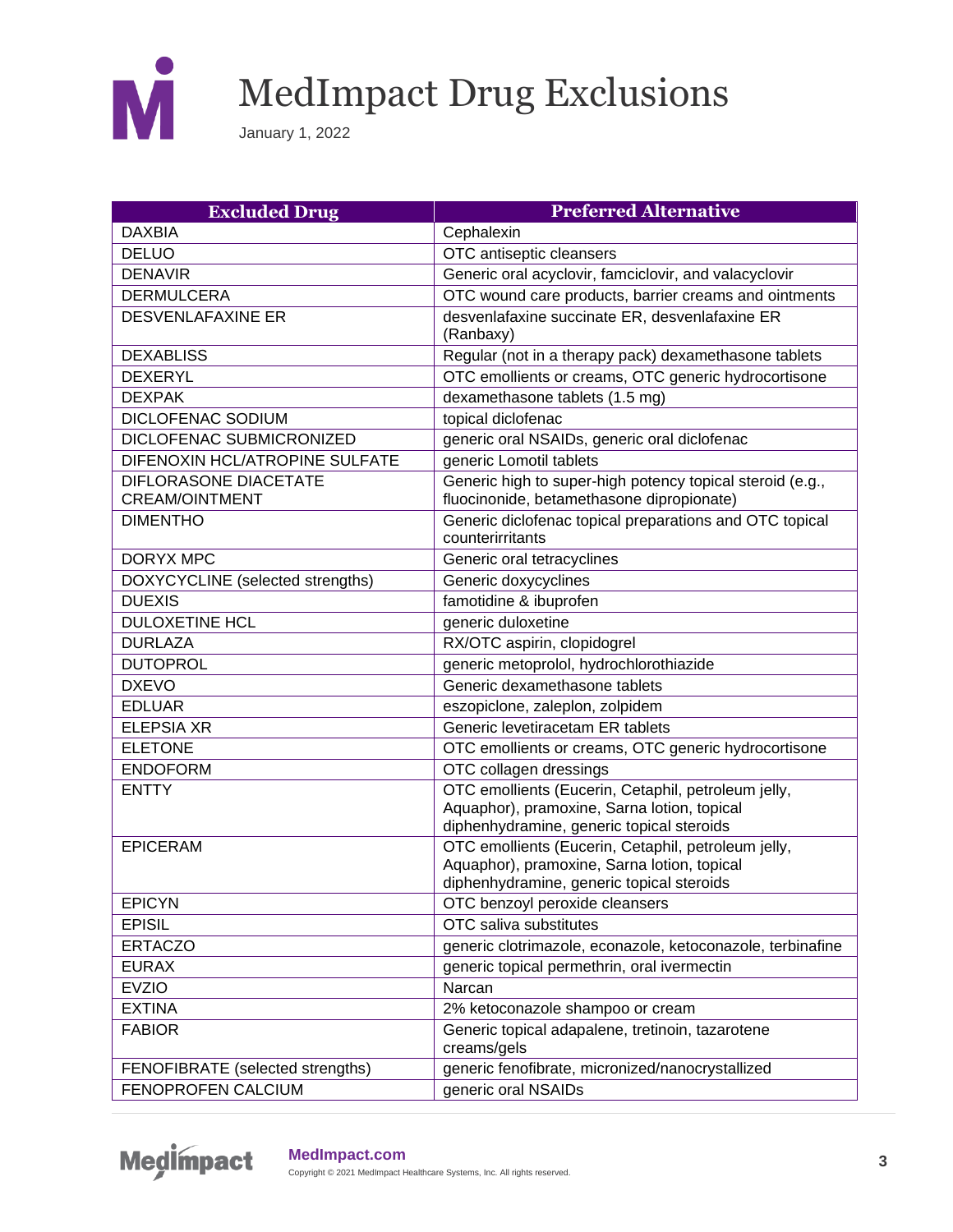# MedImpact Drug Exclusions

January 1, 2022

| Excluded Drug | Preferred Alternative |
|---|---|
| DAXBIA | Cephalexin |
| DELUO | OTC antiseptic cleansers |
| DENAVIR | Generic oral acyclovir, famciclovir, and valacyclovir |
| DERMULCERA | OTC wound care products, barrier creams and ointments |
| DESVENLAFAXINE ER | desvenlafaxine succinate ER, desvenlafaxine ER (Ranbaxy) |
| DEXABLISS | Regular (not in a therapy pack) dexamethasone tablets |
| DEXERYL | OTC emollients or creams, OTC generic hydrocortisone |
| DEXPAK | dexamethasone tablets (1.5 mg) |
| DICLOFENAC SODIUM | topical diclofenac |
| DICLOFENAC SUBMICRONIZED | generic oral NSAIDs, generic oral diclofenac |
| DIFENOXIN HCL/ATROPINE SULFATE | generic Lomotil tablets |
| DIFLORASONE DIACETATE CREAM/OINTMENT | Generic high to super-high potency topical steroid (e.g., fluocinonide, betamethasone dipropionate) |
| DIMENTHO | Generic diclofenac topical preparations and OTC topical counterirritants |
| DORYX MPC | Generic oral tetracyclines |
| DOXYCYCLINE (selected strengths) | Generic doxycyclines |
| DUEXIS | famotidine & ibuprofen |
| DULOXETINE HCL | generic duloxetine |
| DURLAZA | RX/OTC aspirin, clopidogrel |
| DUTOPROL | generic metoprolol, hydrochlorothiazide |
| DXEVO | Generic dexamethasone tablets |
| EDLUAR | eszopiclone, zaleplon, zolpidem |
| ELEPSIA XR | Generic levetiracetam ER tablets |
| ELETONE | OTC emollients or creams, OTC generic hydrocortisone |
| ENDOFORM | OTC collagen dressings |
| ENTTY | OTC emollients (Eucerin, Cetaphil, petroleum jelly, Aquaphor), pramoxine, Sarna lotion, topical diphenhydramine, generic topical steroids |
| EPICERAM | OTC emollients (Eucerin, Cetaphil, petroleum jelly, Aquaphor), pramoxine, Sarna lotion, topical diphenhydramine, generic topical steroids |
| EPICYN | OTC benzoyl peroxide cleansers |
| EPISIL | OTC saliva substitutes |
| ERTACZO | generic clotrimazole, econazole, ketoconazole, terbinafine |
| EURAX | generic topical permethrin, oral ivermectin |
| EVZIO | Narcan |
| EXTINA | 2% ketoconazole shampoo or cream |
| FABIOR | Generic topical adapalene, tretinoin, tazarotene creams/gels |
| FENOFIBRATE (selected strengths) | generic fenofibrate, micronized/nanocrystallized |
| FENOPROFEN CALCIUM | generic oral NSAIDs |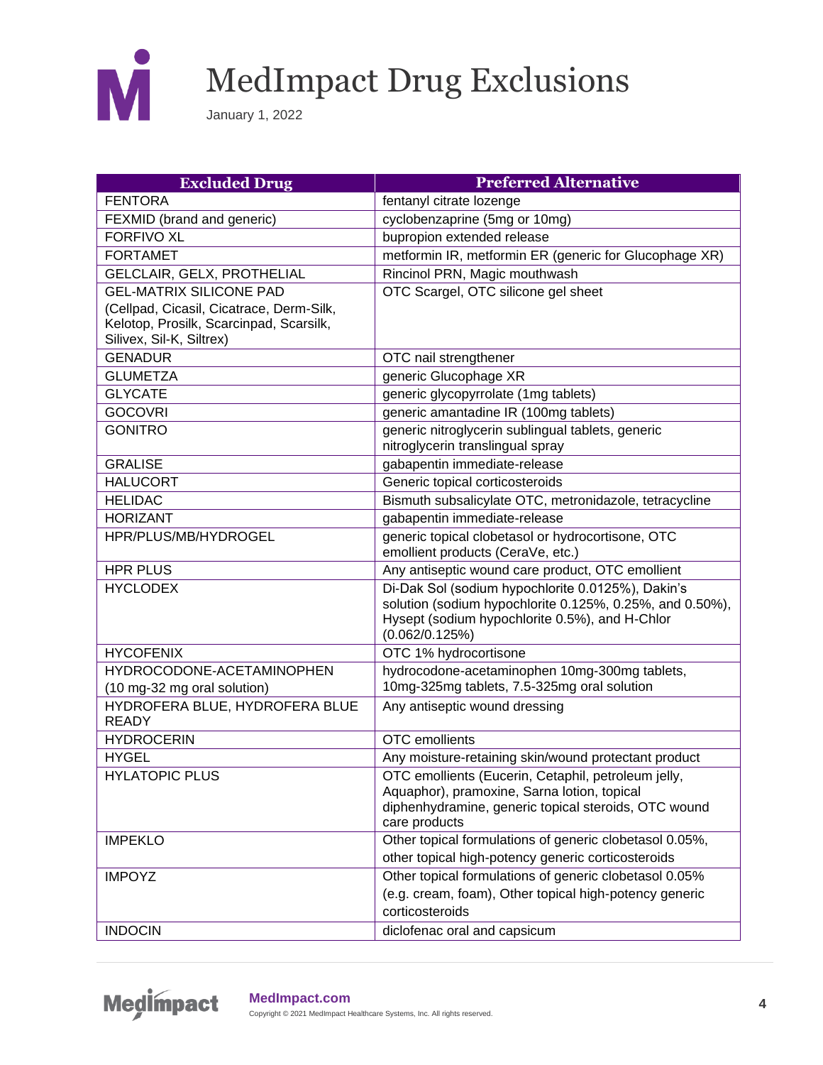# MedImpact Drug Exclusions

January 1, 2022

| Excluded Drug | Preferred Alternative |
|---|---|
| FENTORA | fentanyl citrate lozenge |
| FEXMID (brand and generic) | cyclobenzaprine (5mg or 10mg) |
| FORFIVO XL | bupropion extended release |
| FORTAMET | metformin IR, metformin ER (generic for Glucophage XR) |
| GELCLAIR, GELX, PROTHELIAL | Rincinol PRN, Magic mouthwash |
| GEL-MATRIX SILICONE PAD (Cellpad, Cicasil, Cicatrace, Derm-Silk, Kelotop, Prosilk, Scarcinpad, Scarsilk, Silivex, Sil-K, Siltrex) | OTC Scargel, OTC silicone gel sheet |
| GENADUR | OTC nail strengthener |
| GLUMETZA | generic Glucophage XR |
| GLYCATE | generic glycopyrrolate (1mg tablets) |
| GOCOVRI | generic amantadine IR (100mg tablets) |
| GONITRO | generic nitroglycerin sublingual tablets, generic nitroglycerin translingual spray |
| GRALISE | gabapentin immediate-release |
| HALUCORT | Generic topical corticosteroids |
| HELIDAC | Bismuth subsalicylate OTC, metronidazole, tetracycline |
| HORIZANT | gabapentin immediate-release |
| HPR/PLUS/MB/HYDROGEL | generic topical clobetasol or hydrocortisone, OTC emollient products (CeraVe, etc.) |
| HPR PLUS | Any antiseptic wound care product, OTC emollient |
| HYCLODEX | Di-Dak Sol (sodium hypochlorite 0.0125%), Dakin's solution (sodium hypochlorite 0.125%, 0.25%, and 0.50%), Hysept (sodium hypochlorite 0.5%), and H-Chlor (0.062/0.125%) |
| HYCOFENIX | OTC 1% hydrocortisone |
| HYDROCODONE-ACETAMINOPHEN (10 mg-32 mg oral solution) | hydrocodone-acetaminophen 10mg-300mg tablets, 10mg-325mg tablets, 7.5-325mg oral solution |
| HYDROFERA BLUE, HYDROFERA BLUE READY | Any antiseptic wound dressing |
| HYDROCERIN | OTC emollients |
| HYGEL | Any moisture-retaining skin/wound protectant product |
| HYLATOPIC PLUS | OTC emollients (Eucerin, Cetaphil, petroleum jelly, Aquaphor), pramoxine, Sarna lotion, topical diphenhydramine, generic topical steroids, OTC wound care products |
| IMPEKLO | Other topical formulations of generic clobetasol 0.05%, other topical high-potency generic corticosteroids |
| IMPOYZ | Other topical formulations of generic clobetasol 0.05% (e.g. cream, foam), Other topical high-potency generic corticosteroids |
| INDOCIN | diclofenac oral and capsicum |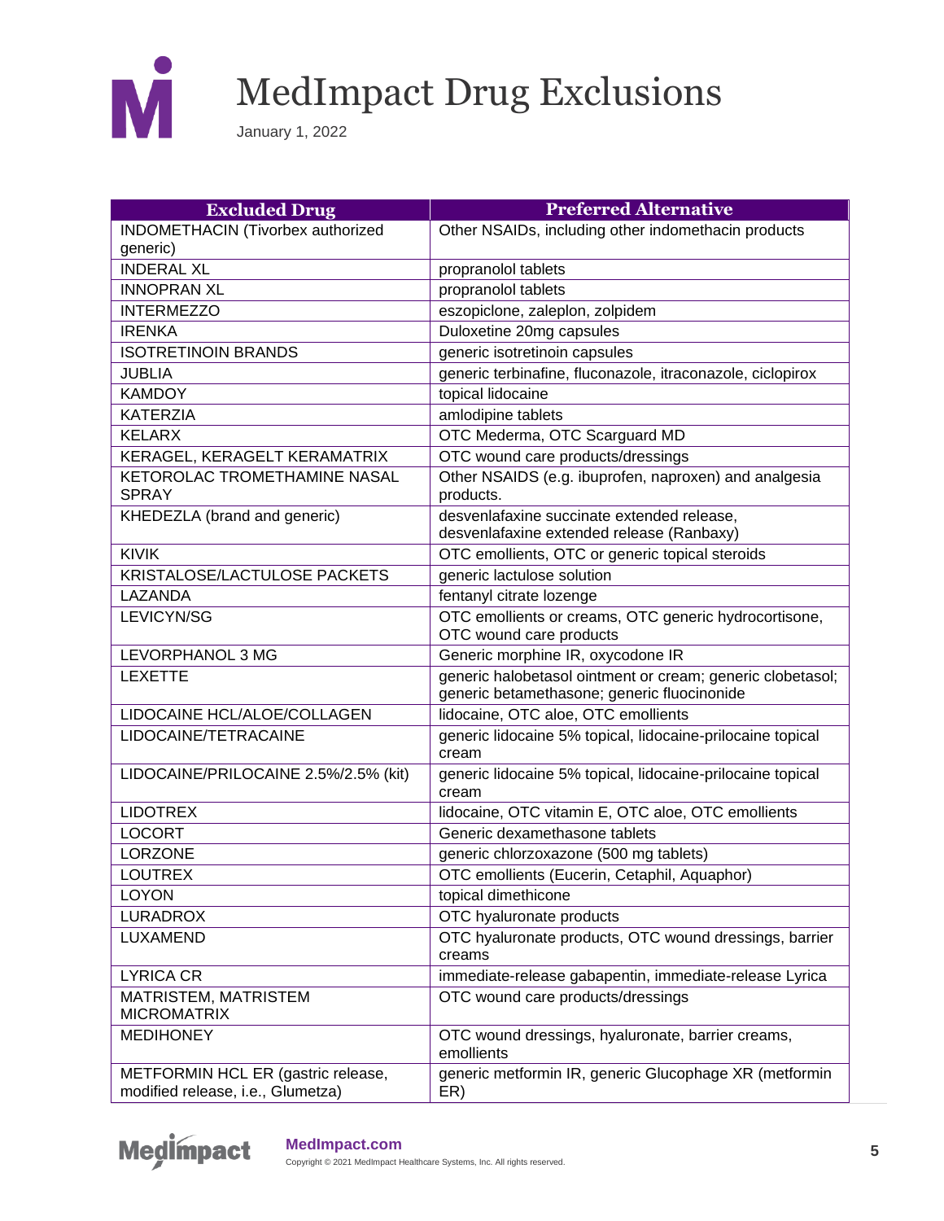# MedImpact Drug Exclusions

January 1, 2022

| Excluded Drug | Preferred Alternative |
|---|---|
| INDOMETHACIN (Tivorbex authorized generic) | Other NSAIDs, including other indomethacin products |
| INDERAL XL | propranolol tablets |
| INNOPRAN XL | propranolol tablets |
| INTERMEZZO | eszopiclone, zaleplon, zolpidem |
| IRENKA | Duloxetine 20mg capsules |
| ISOTRETINOIN BRANDS | generic isotretinoin capsules |
| JUBLIA | generic terbinafine, fluconazole, itraconazole, ciclopirox |
| KAMDOY | topical lidocaine |
| KATERZIA | amlodipine tablets |
| KELARX | OTC Mederma, OTC Scarguard MD |
| KERAGEL, KERAGELT KERAMATRIX | OTC wound care products/dressings |
| KETOROLAC TROMETHAMINE NASAL SPRAY | Other NSAIDS (e.g. ibuprofen, naproxen) and analgesia products. |
| KHEDEZLA (brand and generic) | desvenlafaxine succinate extended release, desvenlafaxine extended release (Ranbaxy) |
| KIVIK | OTC emollients, OTC or generic topical steroids |
| KRISTALOSE/LACTULOSE PACKETS | generic lactulose solution |
| LAZANDA | fentanyl citrate lozenge |
| LEVICYN/SG | OTC emollients or creams, OTC generic hydrocortisone, OTC wound care products |
| LEVORPHANOL 3 MG | Generic morphine IR, oxycodone IR |
| LEXETTE | generic halobetasol ointment or cream; generic clobetasol; generic betamethasone; generic fluocinonide |
| LIDOCAINE HCL/ALOE/COLLAGEN | lidocaine, OTC aloe, OTC emollients |
| LIDOCAINE/TETRACAINE | generic lidocaine 5% topical, lidocaine-prilocaine topical cream |
| LIDOCAINE/PRILOCAINE 2.5%/2.5% (kit) | generic lidocaine 5% topical, lidocaine-prilocaine topical cream |
| LIDOTREX | lidocaine, OTC vitamin E, OTC aloe, OTC emollients |
| LOCORT | Generic dexamethasone tablets |
| LORZONE | generic chlorzoxazone (500 mg tablets) |
| LOUTREX | OTC emollients (Eucerin, Cetaphil, Aquaphor) |
| LOYON | topical dimethicone |
| LURADROX | OTC hyaluronate products |
| LUXAMEND | OTC hyaluronate products, OTC wound dressings, barrier creams |
| LYRICA CR | immediate-release gabapentin, immediate-release Lyrica |
| MATRISTEM, MATRISTEM MICROMATRIX | OTC wound care products/dressings |
| MEDIHONEY | OTC wound dressings, hyaluronate, barrier creams, emollients |
| METFORMIN HCL ER (gastric release, modified release, i.e., Glumetza) | generic metformin IR, generic Glucophage XR (metformin ER) |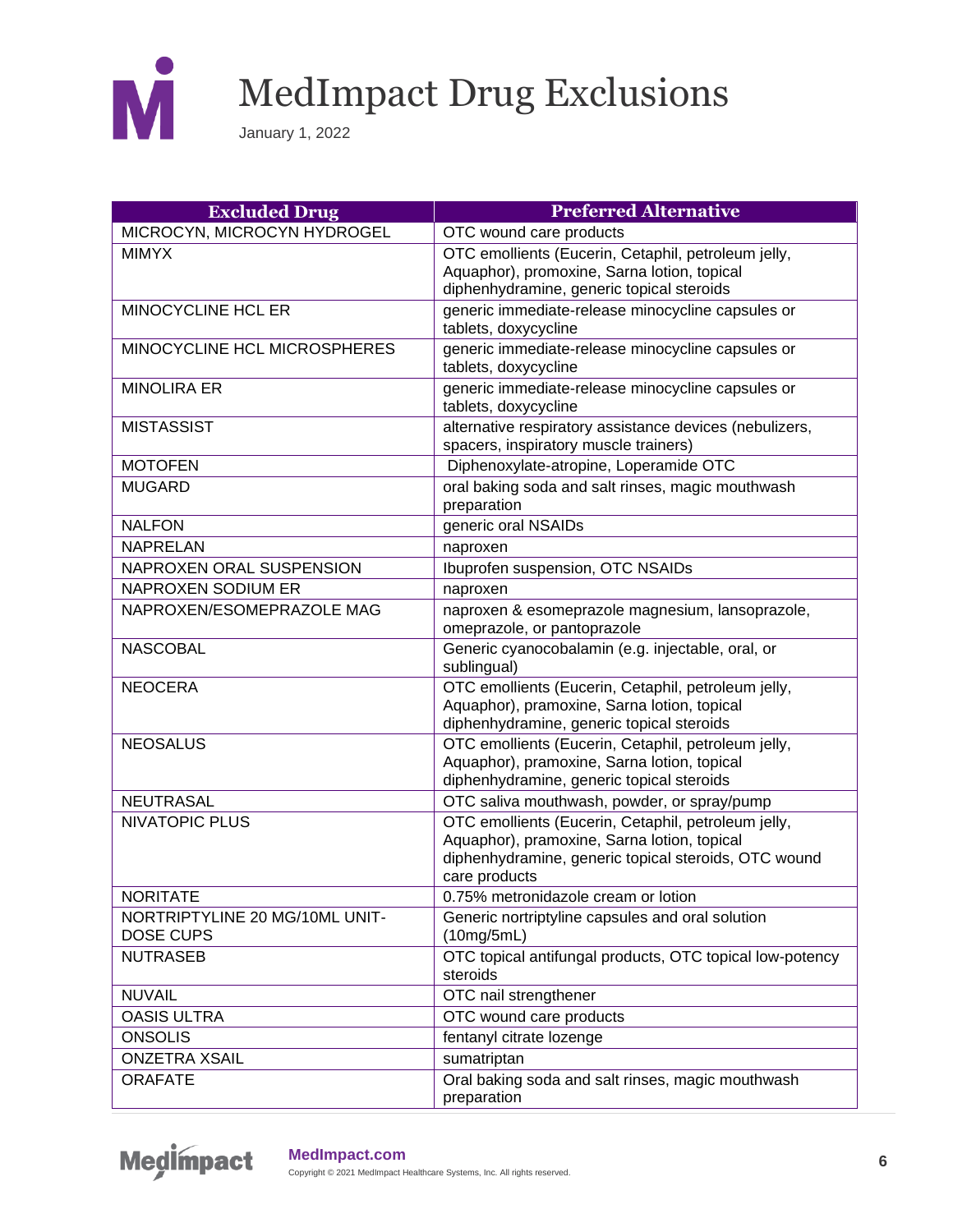# MedImpact Drug Exclusions

January 1, 2022

| Excluded Drug | Preferred Alternative |
|---|---|
| MICROCYN, MICROCYN HYDROGEL | OTC wound care products |
| MIMYX | OTC emollients (Eucerin, Cetaphil, petroleum jelly, Aquaphor), promoxine, Sarna lotion, topical diphenhydramine, generic topical steroids |
| MINOCYCLINE HCL ER | generic immediate-release minocycline capsules or tablets, doxycycline |
| MINOCYCLINE HCL MICROSPHERES | generic immediate-release minocycline capsules or tablets, doxycycline |
| MINOLIRA ER | generic immediate-release minocycline capsules or tablets, doxycycline |
| MISTASSIST | alternative respiratory assistance devices (nebulizers, spacers, inspiratory muscle trainers) |
| MOTOFEN | Diphenoxylate-atropine, Loperamide OTC |
| MUGARD | oral baking soda and salt rinses, magic mouthwash preparation |
| NALFON | generic oral NSAIDs |
| NAPRELAN | naproxen |
| NAPROXEN ORAL SUSPENSION | Ibuprofen suspension, OTC NSAIDs |
| NAPROXEN SODIUM ER | naproxen |
| NAPROXEN/ESOMEPRAZOLE MAG | naproxen & esomeprazole magnesium, lansoprazole, omeprazole, or pantoprazole |
| NASCOBAL | Generic cyanocobalamin (e.g. injectable, oral, or sublingual) |
| NEOCERA | OTC emollients (Eucerin, Cetaphil, petroleum jelly, Aquaphor), pramoxine, Sarna lotion, topical diphenhydramine, generic topical steroids |
| NEOSALUS | OTC emollients (Eucerin, Cetaphil, petroleum jelly, Aquaphor), pramoxine, Sarna lotion, topical diphenhydramine, generic topical steroids |
| NEUTRASAL | OTC saliva mouthwash, powder, or spray/pump |
| NIVATOPIC PLUS | OTC emollients (Eucerin, Cetaphil, petroleum jelly, Aquaphor), pramoxine, Sarna lotion, topical diphenhydramine, generic topical steroids, OTC wound care products |
| NORITATE | 0.75% metronidazole cream or lotion |
| NORTRIPTYLINE 20 MG/10ML UNIT-DOSE CUPS | Generic nortriptyline capsules and oral solution (10mg/5mL) |
| NUTRASEB | OTC topical antifungal products, OTC topical low-potency steroids |
| NUVAIL | OTC nail strengthener |
| OASIS ULTRA | OTC wound care products |
| ONSOLIS | fentanyl citrate lozenge |
| ONZETRA XSAIL | sumatriptan |
| ORAFATE | Oral baking soda and salt rinses, magic mouthwash preparation |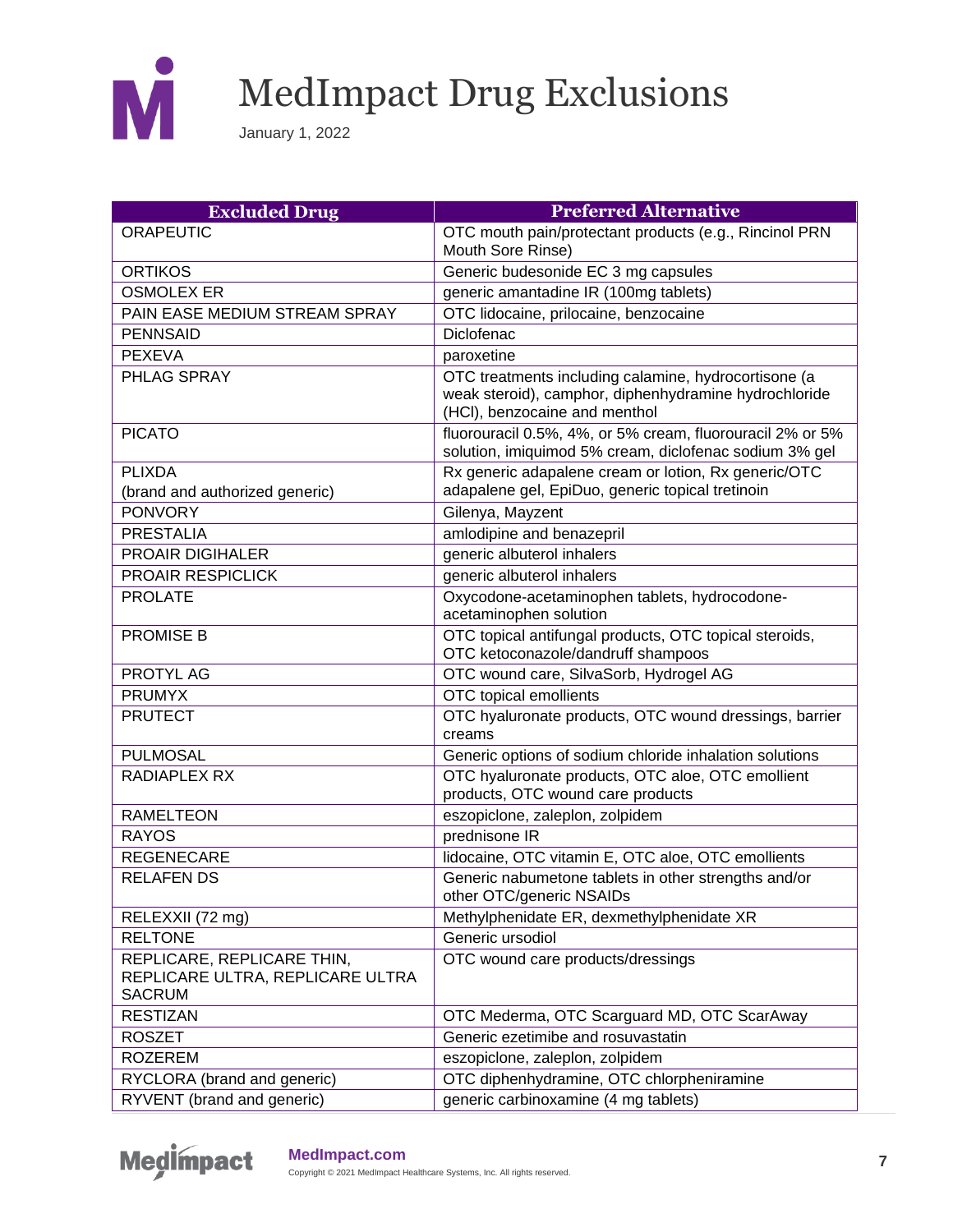# MedImpact Drug Exclusions

January 1, 2022

| Excluded Drug | Preferred Alternative |
|---|---|
| ORAPEUTIC | OTC mouth pain/protectant products (e.g., Rincinol PRN Mouth Sore Rinse) |
| ORTIKOS | Generic budesonide EC 3 mg capsules |
| OSMOLEX ER | generic amantadine IR (100mg tablets) |
| PAIN EASE MEDIUM STREAM SPRAY | OTC lidocaine, prilocaine, benzocaine |
| PENNSAID | Diclofenac |
| PEXEVA | paroxetine |
| PHLAG SPRAY | OTC treatments including calamine, hydrocortisone (a weak steroid), camphor, diphenhydramine hydrochloride (HCl), benzocaine and menthol |
| PICATO | fluorouracil 0.5%, 4%, or 5% cream, fluorouracil 2% or 5% solution, imiquimod 5% cream, diclofenac sodium 3% gel |
| PLIXDA (brand and authorized generic) | Rx generic adapalene cream or lotion, Rx generic/OTC adapalene gel, EpiDuo, generic topical tretinoin |
| PONVORY | Gilenya, Mayzent |
| PRESTALIA | amlodipine and benazepril |
| PROAIR DIGIHALER | generic albuterol inhalers |
| PROAIR RESPICLICK | generic albuterol inhalers |
| PROLATE | Oxycodone-acetaminophen tablets, hydrocodone-acetaminophen solution |
| PROMISE B | OTC topical antifungal products, OTC topical steroids, OTC ketoconazole/dandruff shampoos |
| PROTYL AG | OTC wound care, SilvaSorb, Hydrogel AG |
| PRUMYX | OTC topical emollients |
| PRUTECT | OTC hyaluronate products, OTC wound dressings, barrier creams |
| PULMOSAL | Generic options of sodium chloride inhalation solutions |
| RADIAPLEX RX | OTC hyaluronate products, OTC aloe, OTC emollient products, OTC wound care products |
| RAMELTEON | eszopiclone, zaleplon, zolpidem |
| RAYOS | prednisone IR |
| REGENECARE | lidocaine, OTC vitamin E, OTC aloe, OTC emollients |
| RELAFEN DS | Generic nabumetone tablets in other strengths and/or other OTC/generic NSAIDs |
| RELEXXII (72 mg) | Methylphenidate ER, dexmethylphenidate XR |
| RELTONE | Generic ursodiol |
| REPLICARE, REPLICARE THIN, REPLICARE ULTRA, REPLICARE ULTRA SACRUM | OTC wound care products/dressings |
| RESTIZAN | OTC Mederma, OTC Scarguard MD, OTC ScarAway |
| ROSZET | Generic ezetimibe and rosuvastatin |
| ROZEREM | eszopiclone, zaleplon, zolpidem |
| RYCLORA (brand and generic) | OTC diphenhydramine, OTC chlorpheniramine |
| RYVENT (brand and generic) | generic carbinoxamine (4 mg tablets) |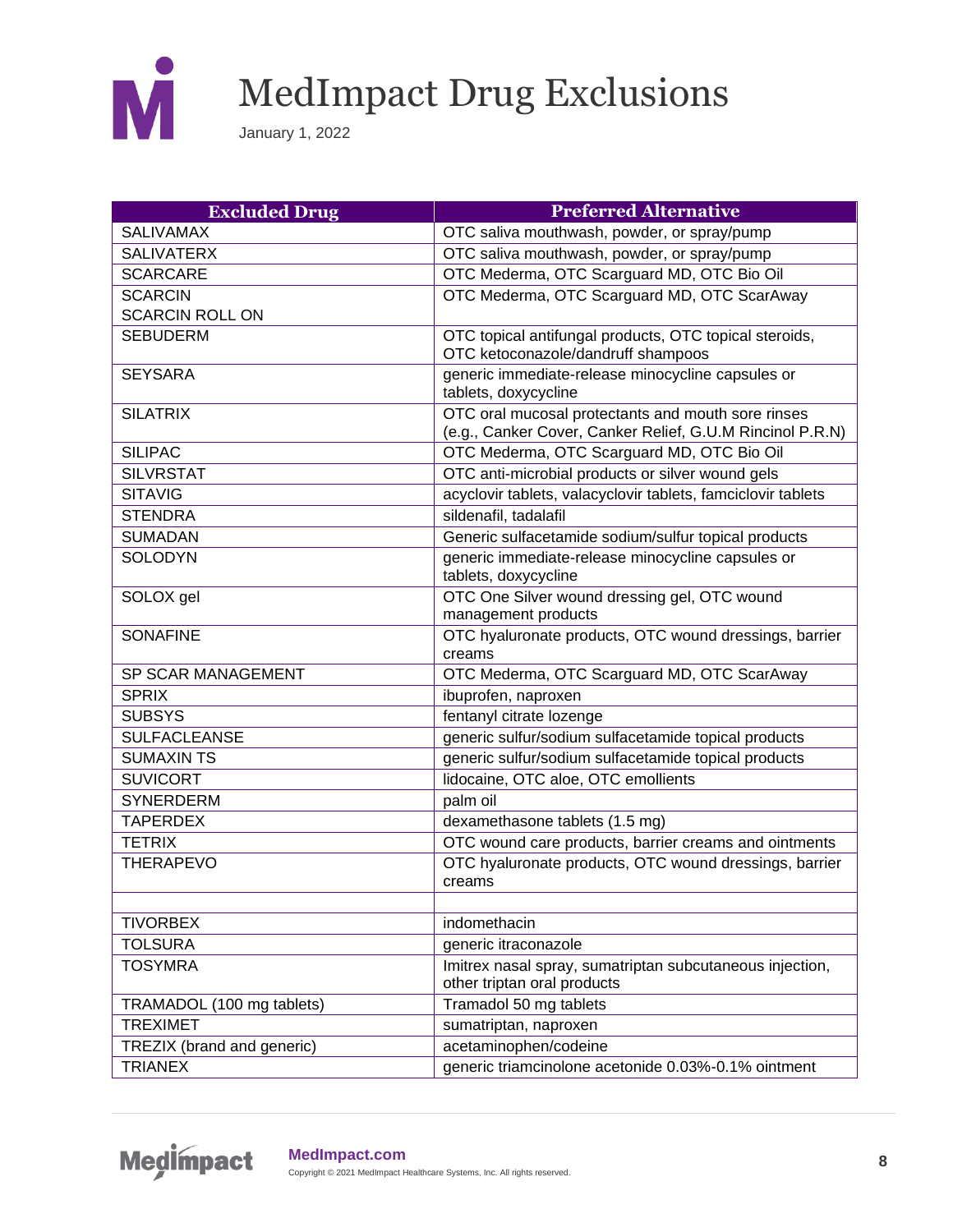# MedImpact Drug Exclusions

January 1, 2022

| Excluded Drug | Preferred Alternative |
|---|---|
| SALIVAMAX | OTC saliva mouthwash, powder, or spray/pump |
| SALIVATERX | OTC saliva mouthwash, powder, or spray/pump |
| SCARCARE | OTC Mederma, OTC Scarguard MD, OTC Bio Oil |
| SCARCIN<br>SCARCIN ROLL ON | OTC Mederma, OTC Scarguard MD, OTC ScarAway |
| SEBUDERM | OTC topical antifungal products, OTC topical steroids, OTC ketoconazole/dandruff shampoos |
| SEYSARA | generic immediate-release minocycline capsules or tablets, doxycycline |
| SILATRIX | OTC oral mucosal protectants and mouth sore rinses (e.g., Canker Cover, Canker Relief, G.U.M Rincinol P.R.N) |
| SILIPAC | OTC Mederma, OTC Scarguard MD, OTC Bio Oil |
| SILVRSTAT | OTC anti-microbial products or silver wound gels |
| SITAVIG | acyclovir tablets, valacyclovir tablets, famciclovir tablets |
| STENDRA | sildenafil, tadalafil |
| SUMADAN | Generic sulfacetamide sodium/sulfur topical products |
| SOLODYN | generic immediate-release minocycline capsules or tablets, doxycycline |
| SOLOX gel | OTC One Silver wound dressing gel, OTC wound management products |
| SONAFINE | OTC hyaluronate products, OTC wound dressings, barrier creams |
| SP SCAR MANAGEMENT | OTC Mederma, OTC Scarguard MD, OTC ScarAway |
| SPRIX | ibuprofen, naproxen |
| SUBSYS | fentanyl citrate lozenge |
| SULFACLEANSE | generic sulfur/sodium sulfacetamide topical products |
| SUMAXIN TS | generic sulfur/sodium sulfacetamide topical products |
| SUVICORT | lidocaine, OTC aloe, OTC emollients |
| SYNERDERM | palm oil |
| TAPERDEX | dexamethasone tablets (1.5 mg) |
| TETRIX | OTC wound care products, barrier creams and ointments |
| THERAPEVO | OTC hyaluronate products, OTC wound dressings, barrier creams |
| | |
| TIVORBEX | indomethacin |
| TOLSURA | generic itraconazole |
| TOSYMRA | Imitrex nasal spray, sumatriptan subcutaneous injection, other triptan oral products |
| TRAMADOL (100 mg tablets) | Tramadol 50 mg tablets |
| TREXIMET | sumatriptan, naproxen |
| TREZIX (brand and generic) | acetaminophen/codeine |
| TRIANEX | generic triamcinolone acetonide 0.03%-0.1% ointment |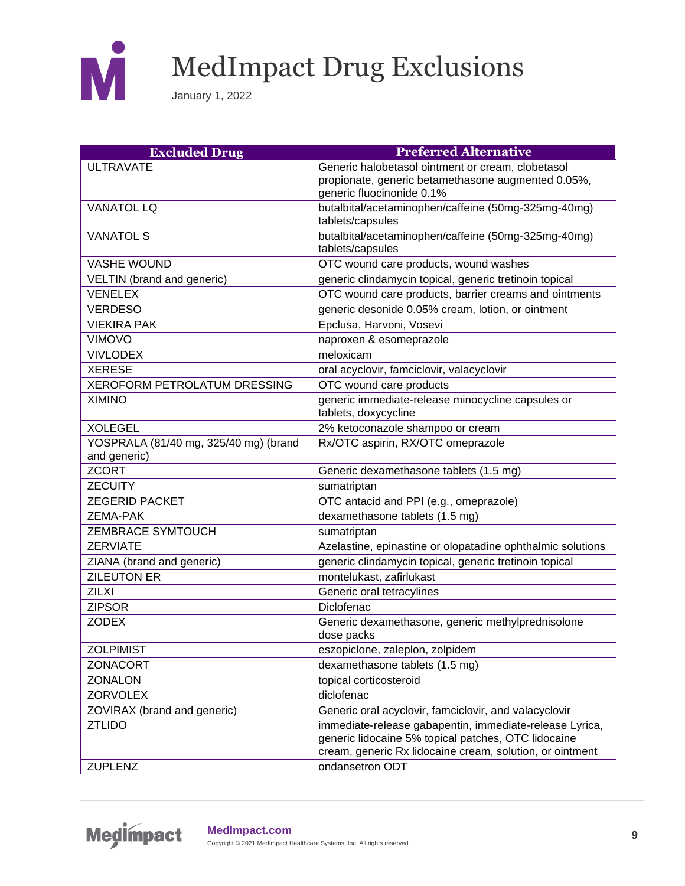# MedImpact Drug Exclusions

January 1, 2022

| Excluded Drug | Preferred Alternative |
|---|---|
| ULTRAVATE | Generic halobetasol ointment or cream, clobetasol propionate, generic betamethasone augmented 0.05%, generic fluocinonide 0.1% |
| VANATOL LQ | butalbital/acetaminophen/caffeine (50mg-325mg-40mg) tablets/capsules |
| VANATOL S | butalbital/acetaminophen/caffeine (50mg-325mg-40mg) tablets/capsules |
| VASHE WOUND | OTC wound care products, wound washes |
| VELTIN (brand and generic) | generic clindamycin topical, generic tretinoin topical |
| VENELEX | OTC wound care products, barrier creams and ointments |
| VERDESO | generic desonide 0.05% cream, lotion, or ointment |
| VIEKIRA PAK | Epclusa, Harvoni, Vosevi |
| VIMOVO | naproxen & esomeprazole |
| VIVLODEX | meloxicam |
| XERESE | oral acyclovir, famciclovir, valacyclovir |
| XEROFORM PETROLATUM DRESSING | OTC wound care products |
| XIMINO | generic immediate-release minocycline capsules or tablets, doxycycline |
| XOLEGEL | 2% ketoconazole shampoo or cream |
| YOSPRALA (81/40 mg, 325/40 mg) (brand and generic) | Rx/OTC aspirin, RX/OTC omeprazole |
| ZCORT | Generic dexamethasone tablets (1.5 mg) |
| ZECUITY | sumatriptan |
| ZEGERID PACKET | OTC antacid and PPI (e.g., omeprazole) |
| ZEMA-PAK | dexamethasone tablets (1.5 mg) |
| ZEMBRACE SYMTOUCH | sumatriptan |
| ZERVIATE | Azelastine, epinastine or olopatadine ophthalmic solutions |
| ZIANA (brand and generic) | generic clindamycin topical, generic tretinoin topical |
| ZILEUTON ER | montelukast, zafirlukast |
| ZILXI | Generic oral tetracylines |
| ZIPSOR | Diclofenac |
| ZODEX | Generic dexamethasone, generic methylprednisolone dose packs |
| ZOLPIMIST | eszopiclone, zaleplon, zolpidem |
| ZONACORT | dexamethasone tablets (1.5 mg) |
| ZONALON | topical corticosteroid |
| ZORVOLEX | diclofenac |
| ZOVIRAX (brand and generic) | Generic oral acyclovir, famciclovir, and valacyclovir |
| ZTLIDO | immediate-release gabapentin, immediate-release Lyrica, generic lidocaine 5% topical patches, OTC lidocaine cream, generic Rx lidocaine cream, solution, or ointment |
| ZUPLENZ | ondansetron ODT |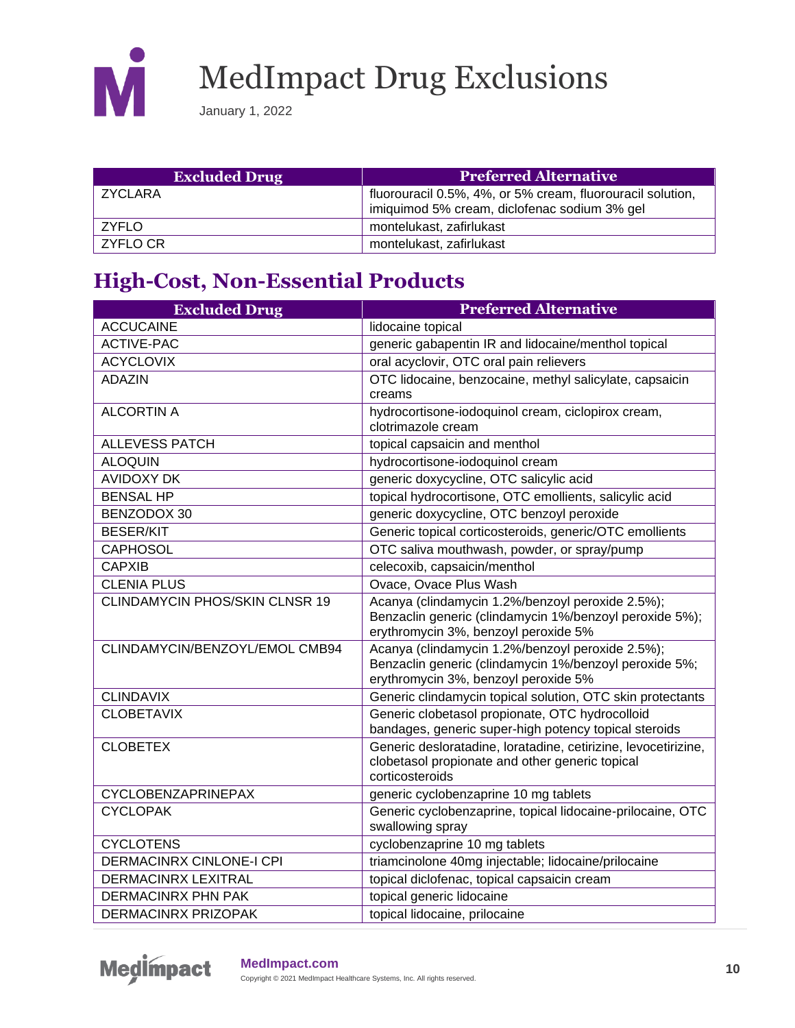| Excluded Drug | Preferred Alternative |
|---|---|
| ZYCLARA | fluorouracil 0.5%, 4%, or 5% cream, fluorouracil solution, imiquimod 5% cream, diclofenac sodium 3% gel |
| ZYFLO | montelukast, zafirlukast |
| ZYFLO CR | montelukast, zafirlukast |

## High-Cost, Non-Essential Products

| Excluded Drug | Preferred Alternative |
|---|---|
| ACCUCAINE | lidocaine topical |
| ACTIVE-PAC | generic gabapentin IR and lidocaine/menthol topical |
| ACYCLOVIX | oral acyclovir, OTC oral pain relievers |
| ADAZIN | OTC lidocaine, benzocaine, methyl salicylate, capsaicin creams |
| ALCORTIN A | hydrocortisone-iodoquinol cream, ciclopirox cream, clotrimazole cream |
| ALLEVESS PATCH | topical capsaicin and menthol |
| ALOQUIN | hydrocortisone-iodoquinol cream |
| AVIDOXY DK | generic doxycycline, OTC salicylic acid |
| BENSAL HP | topical hydrocortisone, OTC emollients, salicylic acid |
| BENZODOX 30 | generic doxycycline, OTC benzoyl peroxide |
| BESER/KIT | Generic topical corticosteroids, generic/OTC emollients |
| CAPHOSOL | OTC saliva mouthwash, powder, or spray/pump |
| CAPXIB | celecoxib, capsaicin/menthol |
| CLENIA PLUS | Ovace, Ovace Plus Wash |
| CLINDAMYCIN PHOS/SKIN CLNSR 19 | Acanya (clindamycin 1.2%/benzoyl peroxide 2.5%); Benzaclin generic (clindamycin 1%/benzoyl peroxide 5%); erythromycin 3%, benzoyl peroxide 5% |
| CLINDAMYCIN/BENZOYL/EMOL CMB94 | Acanya (clindamycin 1.2%/benzoyl peroxide 2.5%); Benzaclin generic (clindamycin 1%/benzoyl peroxide 5%; erythromycin 3%, benzoyl peroxide 5% |
| CLINDAVIX | Generic clindamycin topical solution, OTC skin protectants |
| CLOBETAVIX | Generic clobetasol propionate, OTC hydrocolloid bandages, generic super-high potency topical steroids |
| CLOBETEX | Generic desloratadine, loratadine, cetirizine, levocetirizine, clobetasol propionate and other generic topical corticosteroids |
| CYCLOBENZAPRINEPAX | generic cyclobenzaprine 10 mg tablets |
| CYCLOPAK | Generic cyclobenzaprine, topical lidocaine-prilocaine, OTC swallowing spray |
| CYCLOTENS | cyclobenzaprine 10 mg tablets |
| DERMACINRX CINLONE-I CPI | triamcinolone 40mg injectable; lidocaine/prilocaine |
| DERMACINRX LEXITRAL | topical diclofenac, topical capsaicin cream |
| DERMACINRX PHN PAK | topical generic lidocaine |
| DERMACINRX PRIZOPAK | topical lidocaine, prilocaine |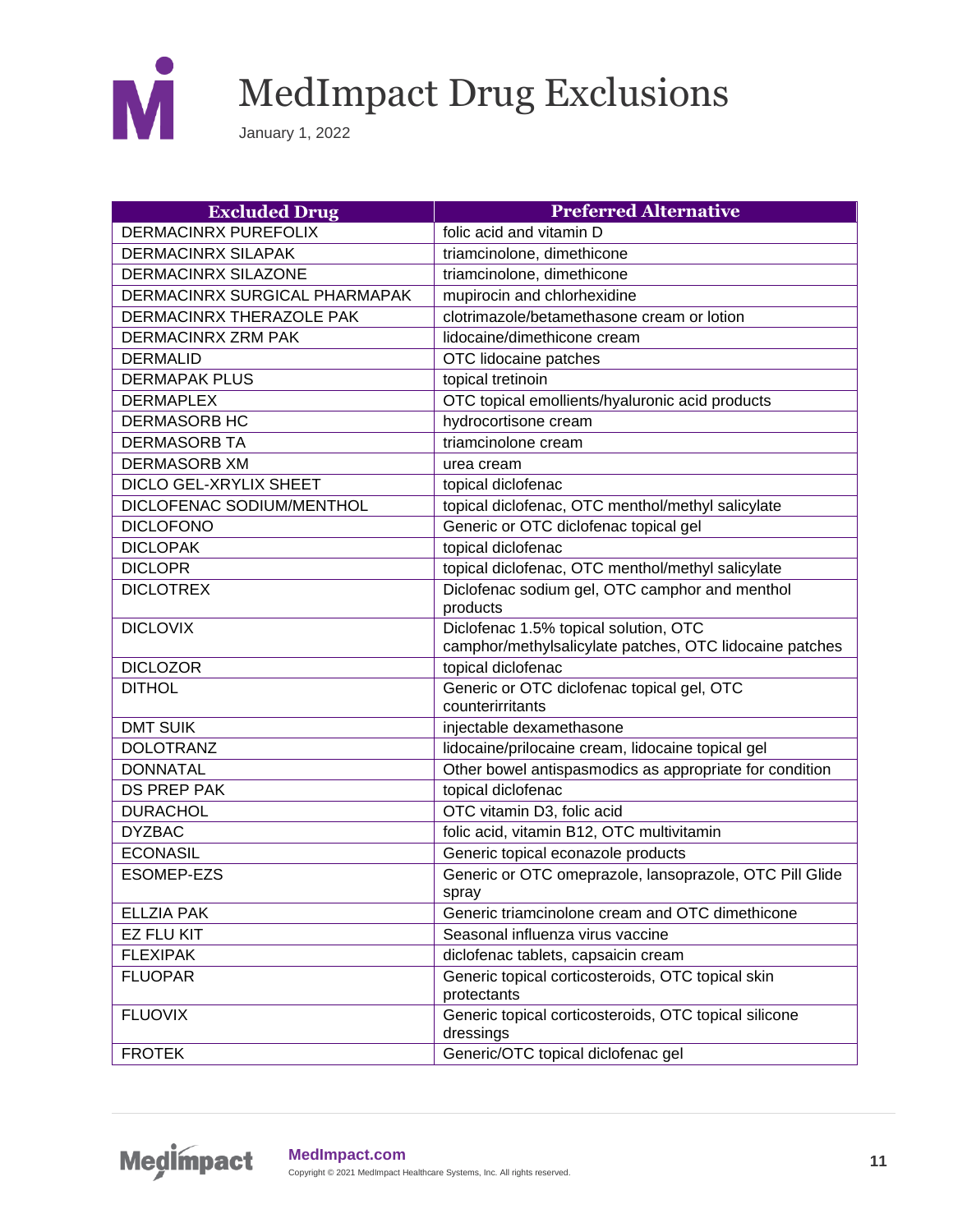# MedImpact Drug Exclusions

January 1, 2022

| Excluded Drug | Preferred Alternative |
|---|---|
| DERMACINRX PUREFOLIX | folic acid and vitamin D |
| DERMACINRX SILAPAK | triamcinolone, dimethicone |
| DERMACINRX SILAZONE | triamcinolone, dimethicone |
| DERMACINRX SURGICAL PHARMAPAK | mupirocin and chlorhexidine |
| DERMACINRX THERAZOLE PAK | clotrimazole/betamethasone cream or lotion |
| DERMACINRX ZRM PAK | lidocaine/dimethicone cream |
| DERMALID | OTC lidocaine patches |
| DERMAPAK PLUS | topical tretinoin |
| DERMAPLEX | OTC topical emollients/hyaluronic acid products |
| DERMASORB HC | hydrocortisone cream |
| DERMASORB TA | triamcinolone cream |
| DERMASORB XM | urea cream |
| DICLO GEL-XRYLIX SHEET | topical diclofenac |
| DICLOFENAC SODIUM/MENTHOL | topical diclofenac, OTC menthol/methyl salicylate |
| DICLOFONO | Generic or OTC diclofenac topical gel |
| DICLOPAK | topical diclofenac |
| DICLOPR | topical diclofenac, OTC menthol/methyl salicylate |
| DICLOTREX | Diclofenac sodium gel, OTC camphor and menthol products |
| DICLOVIX | Diclofenac 1.5% topical solution, OTC camphor/methylsalicylate patches, OTC lidocaine patches |
| DICLOZOR | topical diclofenac |
| DITHOL | Generic or OTC diclofenac topical gel, OTC counterirritants |
| DMT SUIK | injectable dexamethasone |
| DOLOTRANZ | lidocaine/prilocaine cream, lidocaine topical gel |
| DONNATAL | Other bowel antispasmodics as appropriate for condition |
| DS PREP PAK | topical diclofenac |
| DURACHOL | OTC vitamin D3, folic acid |
| DYZBAC | folic acid, vitamin B12, OTC multivitamin |
| ECONASIL | Generic topical econazole products |
| ESOMEP-EZS | Generic or OTC omeprazole, lansoprazole, OTC Pill Glide spray |
| ELLZIA PAK | Generic triamcinolone cream and OTC dimethicone |
| EZ FLU KIT | Seasonal influenza virus vaccine |
| FLEXIPAK | diclofenac tablets, capsaicin cream |
| FLUOPAR | Generic topical corticosteroids, OTC topical skin protectants |
| FLUOVIX | Generic topical corticosteroids, OTC topical silicone dressings |
| FROTEK | Generic/OTC topical diclofenac gel |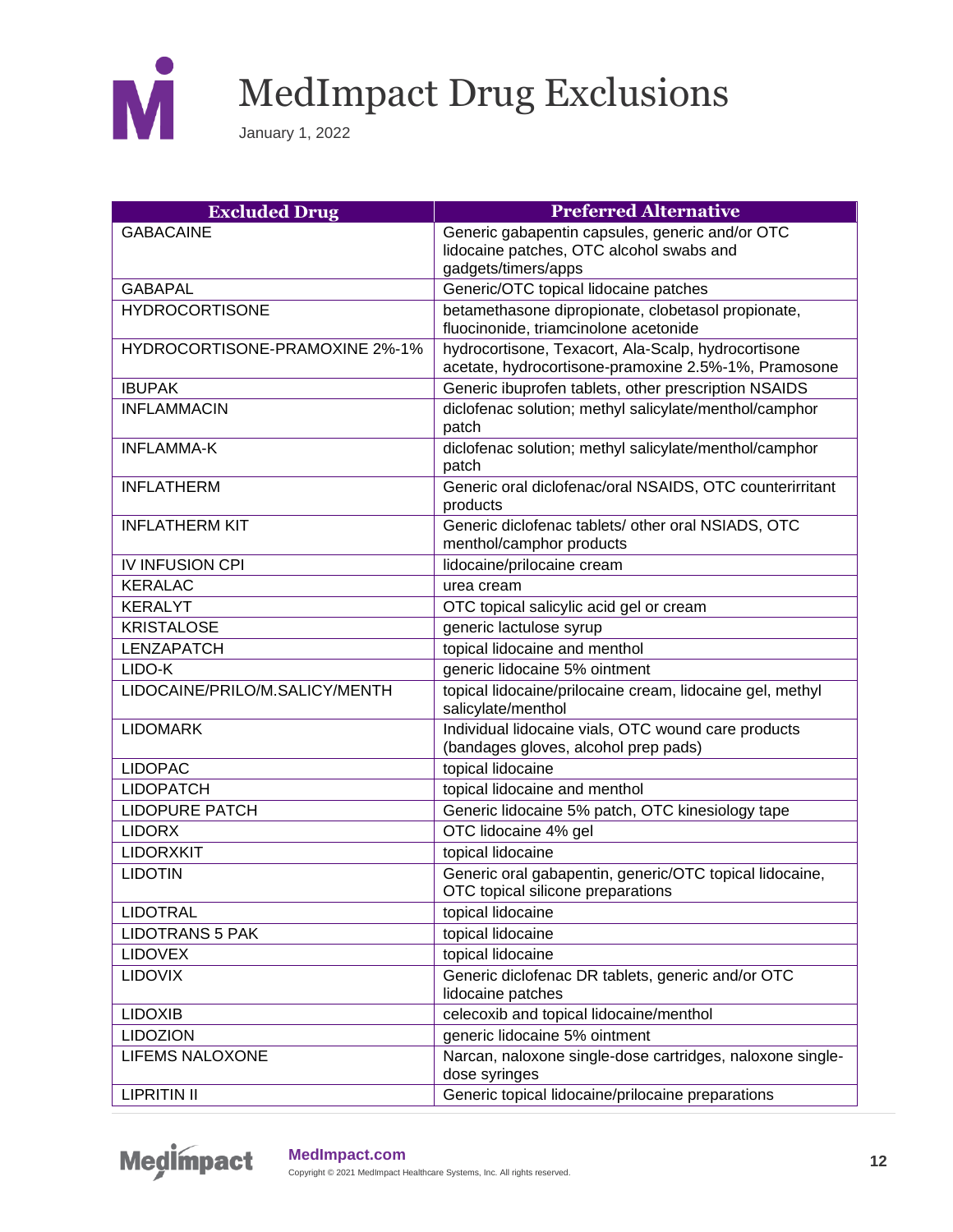# MedImpact Drug Exclusions

January 1, 2022

| Excluded Drug | Preferred Alternative |
| --- | --- |
| GABACAINE | Generic gabapentin capsules, generic and/or OTC lidocaine patches, OTC alcohol swabs and gadgets/timers/apps |
| GABAPAL | Generic/OTC topical lidocaine patches |
| HYDROCORTISONE | betamethasone dipropionate, clobetasol propionate, fluocinonide, triamcinolone acetonide |
| HYDROCORTISONE-PRAMOXINE 2%-1% | hydrocortisone, Texacort, Ala-Scalp, hydrocortisone acetate, hydrocortisone-pramoxine 2.5%-1%, Pramosone |
| IBUPAK | Generic ibuprofen tablets, other prescription NSAIDS |
| INFLAMMACIN | diclofenac solution; methyl salicylate/menthol/camphor patch |
| INFLAMMA-K | diclofenac solution; methyl salicylate/menthol/camphor patch |
| INFLATHERM | Generic oral diclofenac/oral NSAIDS, OTC counterirritant products |
| INFLATHERM KIT | Generic diclofenac tablets/ other oral NSIADS, OTC menthol/camphor products |
| IV INFUSION CPI | lidocaine/prilocaine cream |
| KERALAC | urea cream |
| KERALYT | OTC topical salicylic acid gel or cream |
| KRISTALOSE | generic lactulose syrup |
| LENZAPATCH | topical lidocaine and menthol |
| LIDO-K | generic lidocaine 5% ointment |
| LIDOCAINE/PRILO/M.SALICY/MENTH | topical lidocaine/prilocaine cream, lidocaine gel, methyl salicylate/menthol |
| LIDOMARK | Individual lidocaine vials, OTC wound care products (bandages gloves, alcohol prep pads) |
| LIDOPAC | topical lidocaine |
| LIDOPATCH | topical lidocaine and menthol |
| LIDOPURE PATCH | Generic lidocaine 5% patch, OTC kinesiology tape |
| LIDORX | OTC lidocaine 4% gel |
| LIDORXKIT | topical lidocaine |
| LIDOTIN | Generic oral gabapentin, generic/OTC topical lidocaine, OTC topical silicone preparations |
| LIDOTRAL | topical lidocaine |
| LIDOTRANS 5 PAK | topical lidocaine |
| LIDOVEX | topical lidocaine |
| LIDOVIX | Generic diclofenac DR tablets, generic and/or OTC lidocaine patches |
| LIDOXIB | celecoxib and topical lidocaine/menthol |
| LIDOZION | generic lidocaine 5% ointment |
| LIFEMS NALOXONE | Narcan, naloxone single-dose cartridges, naloxone single-dose syringes |
| LIPRITIN II | Generic topical lidocaine/prilocaine preparations |

MedImpact.com
Copyright © 2021 MedImpact Healthcare Systems, Inc. All rights reserved.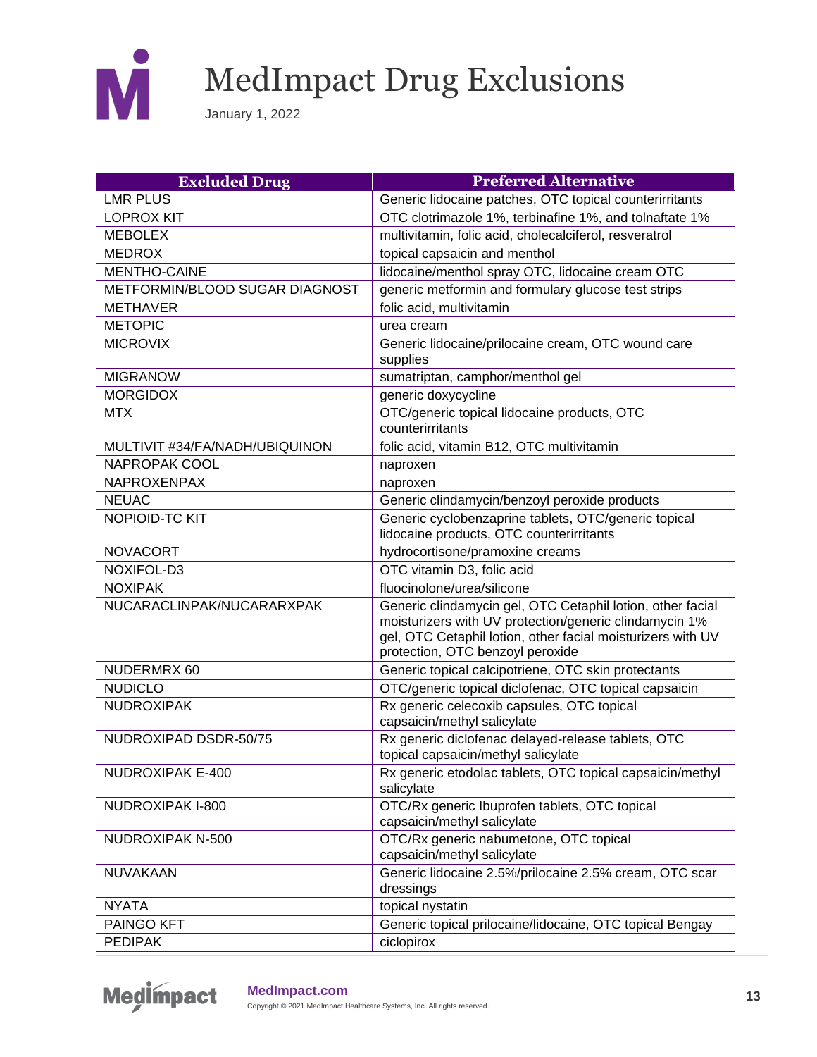# MedImpact Drug Exclusions

January 1, 2022

| Excluded Drug | Preferred Alternative |
|---|---|
| LMR PLUS | Generic lidocaine patches, OTC topical counterirritants |
| LOPROX KIT | OTC clotrimazole 1%, terbinafine 1%, and tolnaftate 1% |
| MEBOLEX | multivitamin, folic acid, cholecalciferol, resveratrol |
| MEDROX | topical capsaicin and menthol |
| MENTHO-CAINE | lidocaine/menthol spray OTC, lidocaine cream OTC |
| METFORMIN/BLOOD SUGAR DIAGNOST | generic metformin and formulary glucose test strips |
| METHAVER | folic acid, multivitamin |
| METOPIC | urea cream |
| MICROVIX | Generic lidocaine/prilocaine cream, OTC wound care supplies |
| MIGRANOW | sumatriptan, camphor/menthol gel |
| MORGIDOX | generic doxycycline |
| MTX | OTC/generic topical lidocaine products, OTC counterirritants |
| MULTIVIT #34/FA/NADH/UBIQUINON | folic acid, vitamin B12, OTC multivitamin |
| NAPROPAK COOL | naproxen |
| NAPROXENPAX | naproxen |
| NEUAC | Generic clindamycin/benzoyl peroxide products |
| NOPIOID-TC KIT | Generic cyclobenzaprine tablets, OTC/generic topical lidocaine products, OTC counterirritants |
| NOVACORT | hydrocortisone/pramoxine creams |
| NOXIFOL-D3 | OTC vitamin D3, folic acid |
| NOXIPAK | fluocinolone/urea/silicone |
| NUCARACLINPAK/NUCARARXPAK | Generic clindamycin gel, OTC Cetaphil lotion, other facial moisturizers with UV protection/generic clindamycin 1% gel, OTC Cetaphil lotion, other facial moisturizers with UV protection, OTC benzoyl peroxide |
| NUDERMRX 60 | Generic topical calcipotriene, OTC skin protectants |
| NUDICLO | OTC/generic topical diclofenac, OTC topical capsaicin |
| NUDROXIPAK | Rx generic celecoxib capsules, OTC topical capsaicin/methyl salicylate |
| NUDROXIPAD DSDR-50/75 | Rx generic diclofenac delayed-release tablets, OTC topical capsaicin/methyl salicylate |
| NUDROXIPAK E-400 | Rx generic etodolac tablets, OTC topical capsaicin/methyl salicylate |
| NUDROXIPAK I-800 | OTC/Rx generic Ibuprofen tablets, OTC topical capsaicin/methyl salicylate |
| NUDROXIPAK N-500 | OTC/Rx generic nabumetone, OTC topical capsaicin/methyl salicylate |
| NUVAKAAN | Generic lidocaine 2.5%/prilocaine 2.5% cream, OTC scar dressings |
| NYATA | topical nystatin |
| PAINGO KFT | Generic topical prilocaine/lidocaine, OTC topical Bengay |
| PEDIPAK | ciclopirox |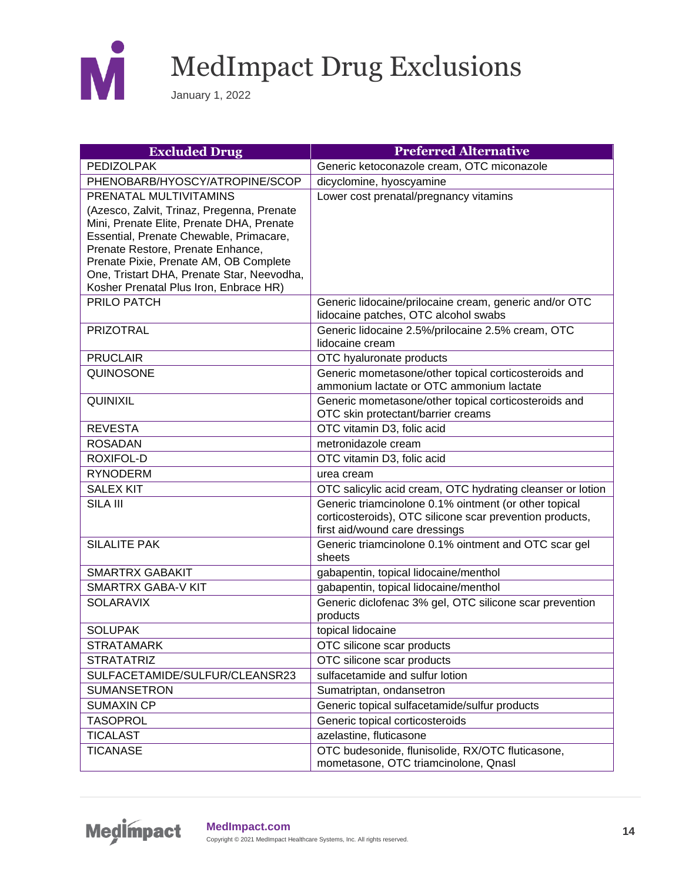# MedImpact Drug Exclusions

January 1, 2022

| Excluded Drug | Preferred Alternative |
|---|---|
| PEDIZOLPAK | Generic ketoconazole cream, OTC miconazole |
| PHENOBARB/HYOSCY/ATROPINE/SCOP | dicyclomine, hyoscyamine |
| PRENATAL MULTIVITAMINS (Azesco, Zalvit, Trinaz, Pregenna, Prenate Mini, Prenate Elite, Prenate DHA, Prenate Essential, Prenate Chewable, Primacare, Prenate Restore, Prenate Enhance, Prenate Pixie, Prenate AM, OB Complete One, Tristart DHA, Prenate Star, Neevodha, Kosher Prenatal Plus Iron, Enbrace HR) | Lower cost prenatal/pregnancy vitamins |
| PRILO PATCH | Generic lidocaine/prilocaine cream, generic and/or OTC lidocaine patches, OTC alcohol swabs |
| PRIZOTRAL | Generic lidocaine 2.5%/prilocaine 2.5% cream, OTC lidocaine cream |
| PRUCLAIR | OTC hyaluronate products |
| QUINOSONE | Generic mometasone/other topical corticosteroids and ammonium lactate or OTC ammonium lactate |
| QUINIXIL | Generic mometasone/other topical corticosteroids and OTC skin protectant/barrier creams |
| REVESTA | OTC vitamin D3, folic acid |
| ROSADAN | metronidazole cream |
| ROXIFOL-D | OTC vitamin D3, folic acid |
| RYNODERM | urea cream |
| SALEX KIT | OTC salicylic acid cream, OTC hydrating cleanser or lotion |
| SILA III | Generic triamcinolone 0.1% ointment (or other topical corticosteroids), OTC silicone scar prevention products, first aid/wound care dressings |
| SILALITE PAK | Generic triamcinolone 0.1% ointment and OTC scar gel sheets |
| SMARTRX GABAKIT | gabapentin, topical lidocaine/menthol |
| SMARTRX GABA-V KIT | gabapentin, topical lidocaine/menthol |
| SOLARAVIX | Generic diclofenac 3% gel, OTC silicone scar prevention products |
| SOLUPAK | topical lidocaine |
| STRATAMARK | OTC silicone scar products |
| STRATATRIZ | OTC silicone scar products |
| SULFACETAMIDE/SULFUR/CLEANSR23 | sulfacetamide and sulfur lotion |
| SUMANSETRON | Sumatriptan, ondansetron |
| SUMAXIN CP | Generic topical sulfacetamide/sulfur products |
| TASOPROL | Generic topical corticosteroids |
| TICALAST | azelastine, fluticasone |
| TICANASE | OTC budesonide, flunisolide, RX/OTC fluticasone, mometasone, OTC triamcinolone, Qnasl |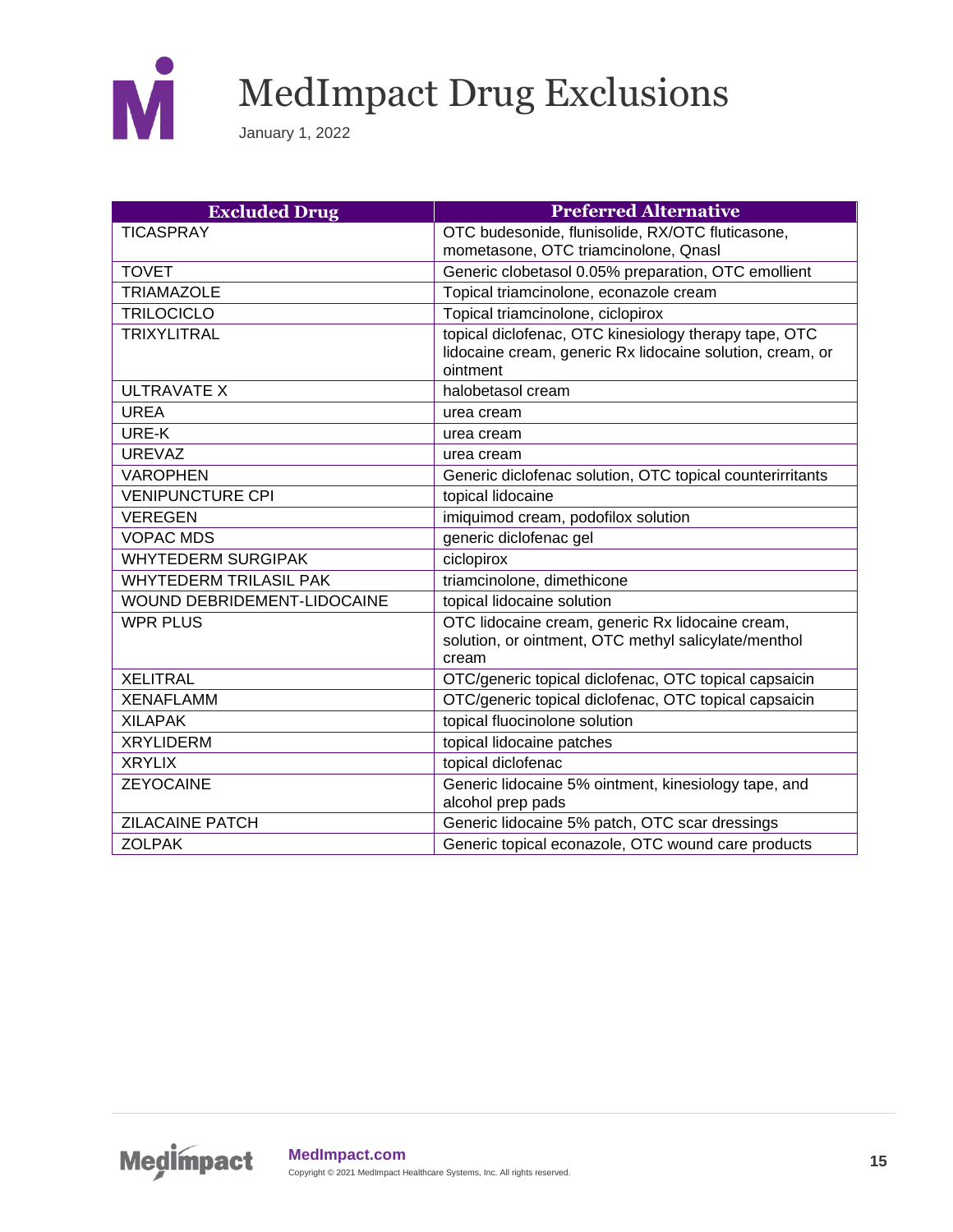# MedImpact Drug Exclusions

January 1, 2022

| Excluded Drug | Preferred Alternative |
|---|---|
| TICASPRAY | OTC budesonide, flunisolide, RX/OTC fluticasone, mometasone, OTC triamcinolone, Qnasl |
| TOVET | Generic clobetasol 0.05% preparation, OTC emollient |
| TRIAMAZOLE | Topical triamcinolone, econazole cream |
| TRILOCICLO | Topical triamcinolone, ciclopirox |
| TRIXYLITRAL | topical diclofenac, OTC kinesiology therapy tape, OTC lidocaine cream, generic Rx lidocaine solution, cream, or ointment |
| ULTRAVATE X | halobetasol cream |
| UREA | urea cream |
| URE-K | urea cream |
| UREVAZ | urea cream |
| VAROPHEN | Generic diclofenac solution, OTC topical counterirritants |
| VENIPUNCTURE CPI | topical lidocaine |
| VEREGEN | imiquimod cream, podofilox solution |
| VOPAC MDS | generic diclofenac gel |
| WHYTEDERM SURGIPAK | ciclopirox |
| WHYTEDERM TRILASIL PAK | triamcinolone, dimethicone |
| WOUND DEBRIDEMENT-LIDOCAINE | topical lidocaine solution |
| WPR PLUS | OTC lidocaine cream, generic Rx lidocaine cream, solution, or ointment, OTC methyl salicylate/menthol cream |
| XELITRAL | OTC/generic topical diclofenac, OTC topical capsaicin |
| XENAFLAMM | OTC/generic topical diclofenac, OTC topical capsaicin |
| XILAPAK | topical fluocinolone solution |
| XRYLIDERM | topical lidocaine patches |
| XRYLIX | topical diclofenac |
| ZEYOCAINE | Generic lidocaine 5% ointment, kinesiology tape, and alcohol prep pads |
| ZILACAINE PATCH | Generic lidocaine 5% patch, OTC scar dressings |
| ZOLPAK | Generic topical econazole, OTC wound care products |